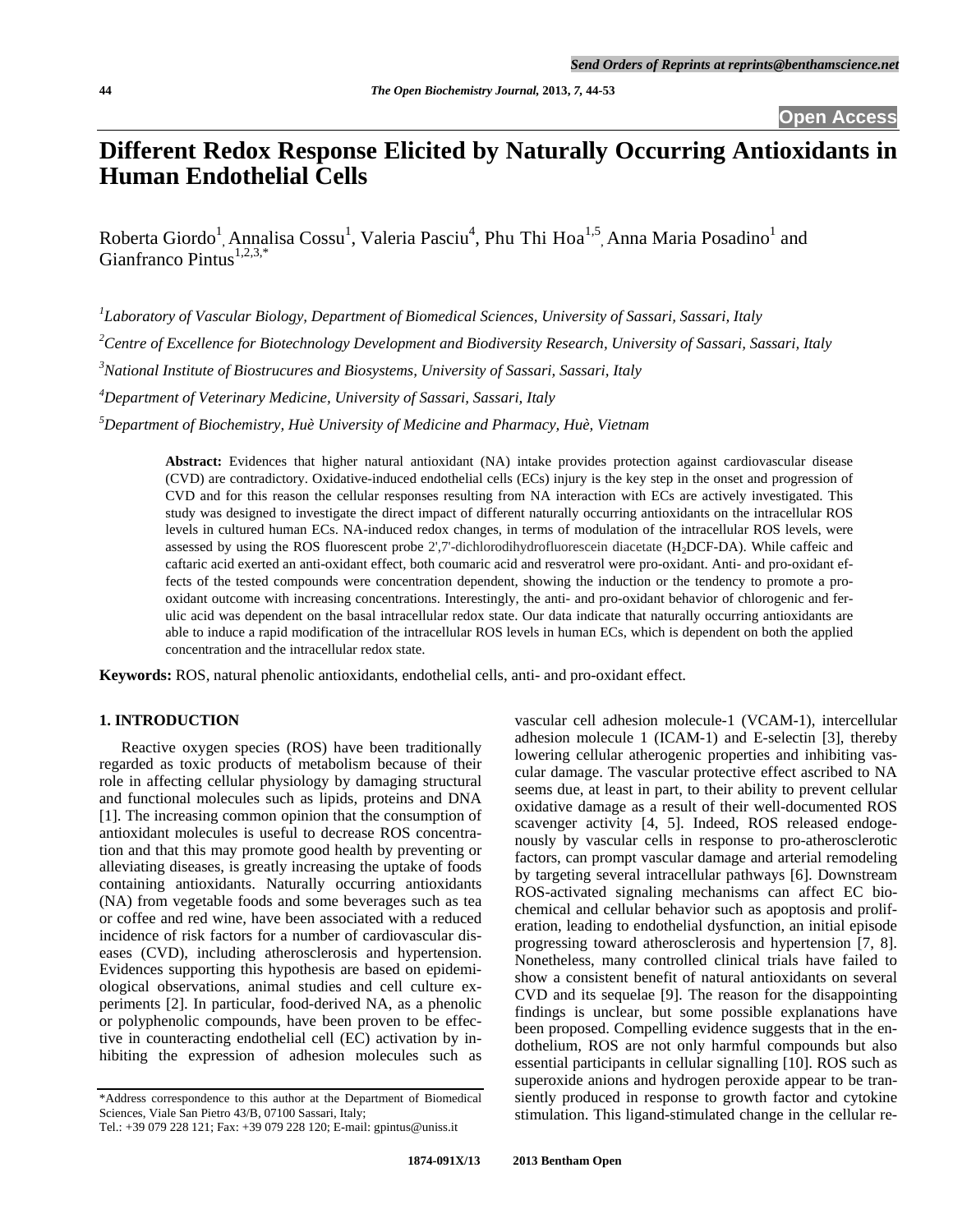# Different Redox Response Elicited by Naturally Occurring Antioxidants in Human Endothelial Cells

Roberta Giordo[1], Annalisa Cossu[1], Valeria Pasciu[4], Phu Thi Hoa[1,5], Anna Maria Posadino[1] and Gianfranco Pintus[1,2,3,*]

[1] *Laboratory of Vascular Biology, Department of Biomedical Sciences, University of Sassari, Sassari, Italy*

[2] *Centre of Excellence for Biotechnology Development and Biodiversity Research, University of Sassari, Sassari, Italy*

[3] *National Institute of Biostrucures and Biosystems, University of Sassari, Sassari, Italy*

[4] *Department of Veterinary Medicine, University of Sassari, Sassari, Italy*

[5] *Department of Biochemistry, Huè University of Medicine and Pharmacy, Huè, Vietnam*

**Abstract:** Evidences that higher natural antioxidant (NA) intake provides protection against cardiovascular disease (CVD) are contradictory. Oxidative-induced endothelial cells (ECs) injury is the key step in the onset and progression of CVD and for this reason the cellular responses resulting from NA interaction with ECs are actively investigated. This study was designed to investigate the direct impact of different naturally occurring antioxidants on the intracellular ROS levels in cultured human ECs. NA-induced redox changes, in terms of modulation of the intracellular ROS levels, were assessed by using the ROS fluorescent probe 2',7'-dichlorodihydrofluorescein diacetate ($H_2$DCF-DA). While caffeic and caftaric acid exerted an anti-oxidant effect, both coumaric acid and resveratrol were pro-oxidant. Anti- and pro-oxidant effects of the tested compounds were concentration dependent, showing the induction or the tendency to promote a pro-oxidant outcome with increasing concentrations. Interestingly, the anti- and pro-oxidant behavior of chlorogenic and ferulic acid was dependent on the basal intracellular redox state. Our data indicate that naturally occurring antioxidants are able to induce a rapid modification of the intracellular ROS levels in human ECs, which is dependent on both the applied concentration and the intracellular redox state.

**Keywords:** ROS, natural phenolic antioxidants, endothelial cells, anti- and pro-oxidant effect.

## 1. INTRODUCTION

Reactive oxygen species (ROS) have been traditionally regarded as toxic products of metabolism because of their role in affecting cellular physiology by damaging structural and functional molecules such as lipids, proteins and DNA [1]. The increasing common opinion that the consumption of antioxidant molecules is useful to decrease ROS concentration and that this may promote good health by preventing or alleviating diseases, is greatly increasing the uptake of foods containing antioxidants. Naturally occurring antioxidants (NA) from vegetable foods and some beverages such as tea or coffee and red wine, have been associated with a reduced incidence of risk factors for a number of cardiovascular diseases (CVD), including atherosclerosis and hypertension. Evidences supporting this hypothesis are based on epidemiological observations, animal studies and cell culture experiments [2]. In particular, food-derived NA, as a phenolic or polyphenolic compounds, have been proven to be effective in counteracting endothelial cell (EC) activation by inhibiting the expression of adhesion molecules such as vascular cell adhesion molecule-1 (VCAM-1), intercellular adhesion molecule 1 (ICAM-1) and E-selectin [3], thereby lowering cellular atherogenic properties and inhibiting vascular damage. The vascular protective effect ascribed to NA seems due, at least in part, to their ability to prevent cellular oxidative damage as a result of their well-documented ROS scavenger activity [4, 5]. Indeed, ROS released endogenously by vascular cells in response to pro-atherosclerotic factors, can prompt vascular damage and arterial remodeling by targeting several intracellular pathways [6]. Downstream ROS-activated signaling mechanisms can affect EC biochemical and cellular behavior such as apoptosis and proliferation, leading to endothelial dysfunction, an initial episode progressing toward atherosclerosis and hypertension [7, 8]. Nonetheless, many controlled clinical trials have failed to show a consistent benefit of natural antioxidants on several CVD and its sequelae [9]. The reason for the disappointing findings is unclear, but some possible explanations have been proposed. Compelling evidence suggests that in the endothelium, ROS are not only harmful compounds but also essential participants in cellular signalling [10]. ROS such as superoxide anions and hydrogen peroxide appear to be transiently produced in response to growth factor and cytokine stimulation. This ligand-stimulated change in the cellular re-

*Address correspondence to this author at the Department of Biomedical Sciences, Viale San Pietro 43/B, 07100 Sassari, Italy; Tel.: +39 079 228 121; Fax: +39 079 228 120; E-mail: gpintus@uniss.it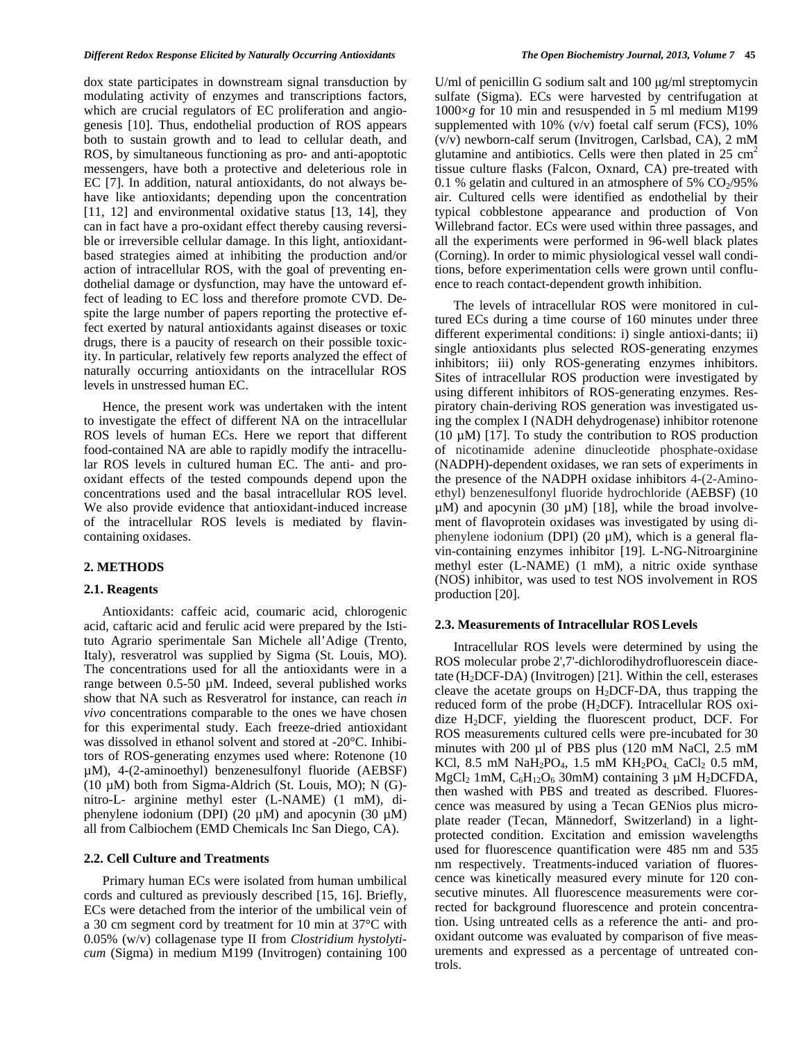dox state participates in downstream signal transduction by modulating activity of enzymes and transcriptions factors, which are crucial regulators of EC proliferation and angiogenesis [10]. Thus, endothelial production of ROS appears both to sustain growth and to lead to cellular death, and ROS, by simultaneous functioning as pro- and anti-apoptotic messengers, have both a protective and deleterious role in EC [7]. In addition, natural antioxidants, do not always behave like antioxidants; depending upon the concentration [11, 12] and environmental oxidative status [13, 14], they can in fact have a pro-oxidant effect thereby causing reversible or irreversible cellular damage. In this light, antioxidant-based strategies aimed at inhibiting the production and/or action of intracellular ROS, with the goal of preventing endothelial damage or dysfunction, may have the untoward effect of leading to EC loss and therefore promote CVD. Despite the large number of papers reporting the protective effect exerted by natural antioxidants against diseases or toxic drugs, there is a paucity of research on their possible toxicity. In particular, relatively few reports analyzed the effect of naturally occurring antioxidants on the intracellular ROS levels in unstressed human EC.

Hence, the present work was undertaken with the intent to investigate the effect of different NA on the intracellular ROS levels of human ECs. Here we report that different food-contained NA are able to rapidly modify the intracellular ROS levels in cultured human EC. The anti- and pro-oxidant effects of the tested compounds depend upon the concentrations used and the basal intracellular ROS level. We also provide evidence that antioxidant-induced increase of the intracellular ROS levels is mediated by flavin-containing oxidases.

## 2. METHODS

### 2.1. Reagents

Antioxidants: caffeic acid, coumaric acid, chlorogenic acid, caftaric acid and ferulic acid were prepared by the Istituto Agrario sperimentale San Michele all'Adige (Trento, Italy), resveratrol was supplied by Sigma (St. Louis, MO). The concentrations used for all the antioxidants were in a range between 0.5-50 µM. Indeed, several published works show that NA such as Resveratrol for instance, can reach *in vivo* concentrations comparable to the ones we have chosen for this experimental study. Each freeze-dried antioxidant was dissolved in ethanol solvent and stored at -20°C. Inhibitors of ROS-generating enzymes used where: Rotenone (10 µM), 4-(2-aminoethyl) benzenesulfonyl fluoride (AEBSF) (10 µM) both from Sigma-Aldrich (St. Louis, MO); N (G)-nitro-L- arginine methyl ester (L-NAME) (1 mM), diphenylene iodonium (DPI) (20 µM) and apocynin (30 µM) all from Calbiochem (EMD Chemicals Inc San Diego, CA).

### 2.2. Cell Culture and Treatments

Primary human ECs were isolated from human umbilical cords and cultured as previously described [15, 16]. Briefly, ECs were detached from the interior of the umbilical vein of a 30 cm segment cord by treatment for 10 min at 37°C with 0.05% (w/v) collagenase type II from *Clostridium hystolyticum* (Sigma) in medium M199 (Invitrogen) containing 100 U/ml of penicillin G sodium salt and 100 µg/ml streptomycin sulfate (Sigma). ECs were harvested by centrifugation at 1000×*g* for 10 min and resuspended in 5 ml medium M199 supplemented with 10% (v/v) foetal calf serum (FCS), 10% (v/v) newborn-calf serum (Invitrogen, Carlsbad, CA), 2 mM glutamine and antibiotics. Cells were then plated in 25 $cm^2$ tissue culture flasks (Falcon, Oxnard, CA) pre-treated with 0.1 % gelatin and cultured in an atmosphere of 5% $CO_2$/95% air. Cultured cells were identified as endothelial by their typical cobblestone appearance and production of Von Willebrand factor. ECs were used within three passages, and all the experiments were performed in 96-well black plates (Corning). In order to mimic physiological vessel wall conditions, before experimentation cells were grown until confluence to reach contact-dependent growth inhibition.

The levels of intracellular ROS were monitored in cultured ECs during a time course of 160 minutes under three different experimental conditions: i) single antioxi-dants; ii) single antioxidants plus selected ROS-generating enzymes inhibitors; iii) only ROS-generating enzymes inhibitors. Sites of intracellular ROS production were investigated by using different inhibitors of ROS-generating enzymes. Respiratory chain-deriving ROS generation was investigated using the complex I (NADH dehydrogenase) inhibitor rotenone (10 µM) [17]. To study the contribution to ROS production of nicotinamide adenine dinucleotide phosphate-oxidase (NADPH)-dependent oxidases, we ran sets of experiments in the presence of the NADPH oxidase inhibitors 4-(2-Aminoethyl) benzenesulfonyl fluoride hydrochloride (AEBSF) (10 µM) and apocynin (30 µM) [18], while the broad involvement of flavoprotein oxidases was investigated by using diphenylene iodonium (DPI) (20 µM), which is a general flavin-containing enzymes inhibitor [19]. L-NG-Nitroarginine methyl ester (L-NAME) (1 mM), a nitric oxide synthase (NOS) inhibitor, was used to test NOS involvement in ROS production [20].

### 2.3. Measurements of Intracellular ROS Levels

Intracellular ROS levels were determined by using the ROS molecular probe 2',7'-dichlorodihydrofluorescein diacetate ($H_2$DCF-DA) (Invitrogen) [21]. Within the cell, esterases cleave the acetate groups on $H_2$DCF-DA, thus trapping the reduced form of the probe ($H_2$DCF). Intracellular ROS oxidize $H_2$DCF, yielding the fluorescent product, DCF. For ROS measurements cultured cells were pre-incubated for 30 minutes with 200 µl of PBS plus (120 mM NaCl, 2.5 mM KCl, 8.5 mM $NaH_2PO_4$, 1.5 mM $KH_2PO_4$, $CaCl_2$ 0.5 mM, $MgCl_2$ 1mM, $C_6H_{12}O_6$ 30mM) containing 3 µM $H_2$DCFDA, then washed with PBS and treated as described. Fluorescence was measured by using a Tecan GENios plus microplate reader (Tecan, Männedorf, Switzerland) in a light-protected condition. Excitation and emission wavelengths used for fluorescence quantification were 485 nm and 535 nm respectively. Treatments-induced variation of fluorescence was kinetically measured every minute for 120 consecutive minutes. All fluorescence measurements were corrected for background fluorescence and protein concentration. Using untreated cells as a reference the anti- and pro-oxidant outcome was evaluated by comparison of five measurements and expressed as a percentage of untreated controls.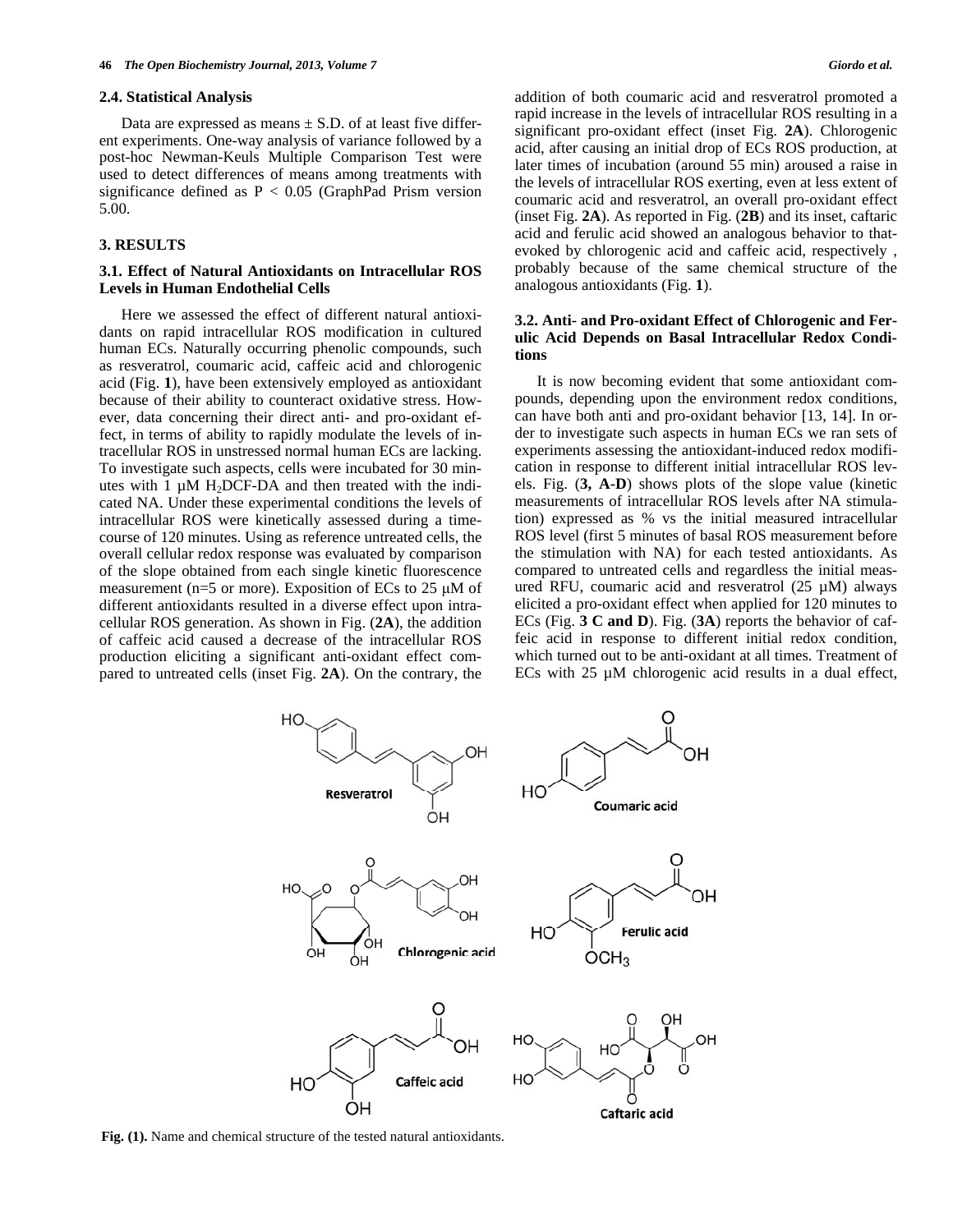### 2.4. Statistical Analysis

Data are expressed as means ± S.D. of at least five different experiments. One-way analysis of variance followed by a post-hoc Newman-Keuls Multiple Comparison Test were used to detect differences of means among treatments with significance defined as $P < 0.05$ (GraphPad Prism version 5.00.

## 3. RESULTS

### 3.1. Effect of Natural Antioxidants on Intracellular ROS Levels in Human Endothelial Cells

Here we assessed the effect of different natural antioxidants on rapid intracellular ROS modification in cultured human ECs. Naturally occurring phenolic compounds, such as resveratrol, coumaric acid, caffeic acid and chlorogenic acid (Fig. **1**), have been extensively employed as antioxidant because of their ability to counteract oxidative stress. However, data concerning their direct anti- and pro-oxidant effect, in terms of ability to rapidly modulate the levels of intracellular ROS in unstressed normal human ECs are lacking. To investigate such aspects, cells were incubated for 30 minutes with 1 µM $H_2$DCF-DA and then treated with the indicated NA. Under these experimental conditions the levels of intracellular ROS were kinetically assessed during a time-course of 120 minutes. Using as reference untreated cells, the overall cellular redox response was evaluated by comparison of the slope obtained from each single kinetic fluorescence measurement (n=5 or more). Exposition of ECs to 25 µM of different antioxidants resulted in a diverse effect upon intracellular ROS generation. As shown in Fig. (**2A**), the addition of caffeic acid caused a decrease of the intracellular ROS production eliciting a significant anti-oxidant effect compared to untreated cells (inset Fig. **2A**). On the contrary, the addition of both coumaric acid and resveratrol promoted a rapid increase in the levels of intracellular ROS resulting in a significant pro-oxidant effect (inset Fig. **2A**). Chlorogenic acid, after causing an initial drop of ECs ROS production, at later times of incubation (around 55 min) aroused a raise in the levels of intracellular ROS exerting, even at less extent of coumaric acid and resveratrol, an overall pro-oxidant effect (inset Fig. **2A**). As reported in Fig. (**2B**) and its inset, caftaric acid and ferulic acid showed an analogous behavior to that-evoked by chlorogenic acid and caffeic acid, respectively , probably because of the same chemical structure of the analogous antioxidants (Fig. **1**).

### 3.2. Anti- and Pro-oxidant Effect of Chlorogenic and Ferulic Acid Depends on Basal Intracellular Redox Conditions

It is now becoming evident that some antioxidant compounds, depending upon the environment redox conditions, can have both anti and pro-oxidant behavior [13, 14]. In order to investigate such aspects in human ECs we ran sets of experiments assessing the antioxidant-induced redox modification in response to different initial intracellular ROS levels. Fig. (**3, A-D**) shows plots of the slope value (kinetic measurements of intracellular ROS levels after NA stimulation) expressed as % vs the initial measured intracellular ROS level (first 5 minutes of basal ROS measurement before the stimulation with NA) for each tested antioxidants. As compared to untreated cells and regardless the initial measured RFU, coumaric acid and resveratrol (25 µM) always elicited a pro-oxidant effect when applied for 120 minutes to ECs (Fig. **3 C and D**). Fig. (**3A**) reports the behavior of caffeic acid in response to different initial redox condition, which turned out to be anti-oxidant at all times. Treatment of ECs with 25 µM chlorogenic acid results in a dual effect,

**Fig. (1).** Name and chemical structure of the tested natural antioxidants.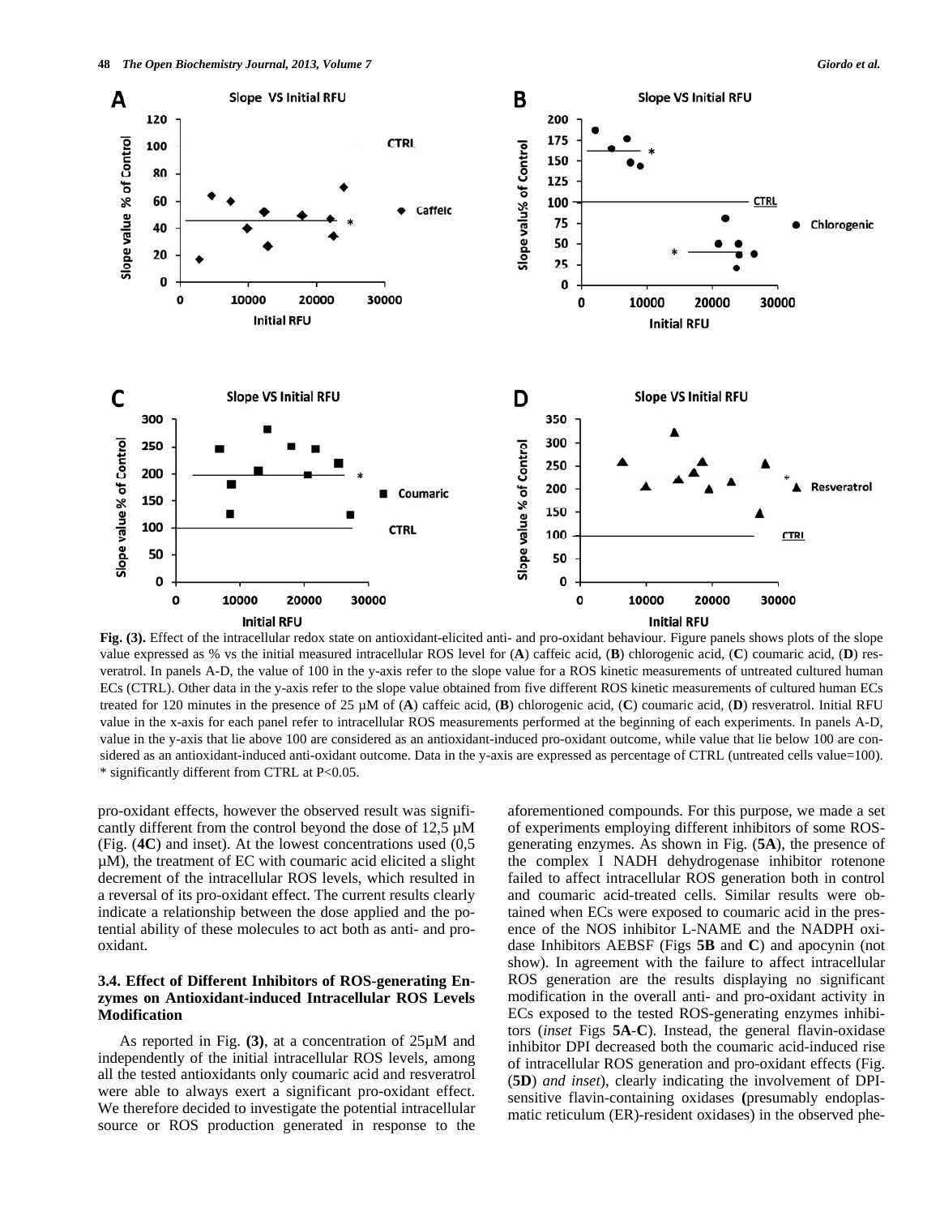**Fig. (3).** Effect of the intracellular redox state on antioxidant-elicited anti- and pro-oxidant behaviour. Figure panels shows plots of the slope value expressed as % vs the initial measured intracellular ROS level for (**A**) caffeic acid, (**B**) chlorogenic acid, (**C**) coumaric acid, (**D**) resveratrol. In panels A-D, the value of 100 in the y-axis refer to the slope value for a ROS kinetic measurements of untreated cultured human ECs (CTRL). Other data in the y-axis refer to the slope value obtained from five different ROS kinetic measurements of cultured human ECs treated for 120 minutes in the presence of 25 µM of (**A**) caffeic acid, (**B**) chlorogenic acid, (**C**) coumaric acid, (**D**) resveratrol. Initial RFU value in the x-axis for each panel refer to intracellular ROS measurements performed at the beginning of each experiments. In panels A-D, value in the y-axis that lie above 100 are considered as an antioxidant-induced pro-oxidant outcome, while value that lie below 100 are considered as an antioxidant-induced anti-oxidant outcome. Data in the y-axis are expressed as percentage of CTRL (untreated cells value=100). * significantly different from CTRL at P<0.05.

pro-oxidant effects, however the observed result was significantly different from the control beyond the dose of 12,5 µM (Fig. (**4C**) and inset). At the lowest concentrations used (0,5 µM), the treatment of EC with coumaric acid elicited a slight decrement of the intracellular ROS levels, which resulted in a reversal of its pro-oxidant effect. The current results clearly indicate a relationship between the dose applied and the potential ability of these molecules to act both as anti- and pro-oxidant.

### 3.4. Effect of Different Inhibitors of ROS-generating Enzymes on Antioxidant-induced Intracellular ROS Levels Modification

As reported in Fig. **(3)**, at a concentration of 25µM and independently of the initial intracellular ROS levels, among all the tested antioxidants only coumaric acid and resveratrol were able to always exert a significant pro-oxidant effect. We therefore decided to investigate the potential intracellular source or ROS production generated in response to the aforementioned compounds. For this purpose, we made a set of experiments employing different inhibitors of some ROS-generating enzymes. As shown in Fig. (**5A**), the presence of the complex I NADH dehydrogenase inhibitor rotenone failed to affect intracellular ROS generation both in control and coumaric acid-treated cells. Similar results were obtained when ECs were exposed to coumaric acid in the presence of the NOS inhibitor L-NAME and the NADPH oxidase Inhibitors AEBSF (Figs **5B** and **C**) and apocynin (not show). In agreement with the failure to affect intracellular ROS generation are the results displaying no significant modification in the overall anti- and pro-oxidant activity in ECs exposed to the tested ROS-generating enzymes inhibitors (*inset* Figs **5A-C**). Instead, the general flavin-oxidase inhibitor DPI decreased both the coumaric acid-induced rise of intracellular ROS generation and pro-oxidant effects (Fig. (**5D**) *and inset*), clearly indicating the involvement of DPI-sensitive flavin-containing oxidases **(**presumably endoplasmatic reticulum (ER)-resident oxidases) in the observed phe-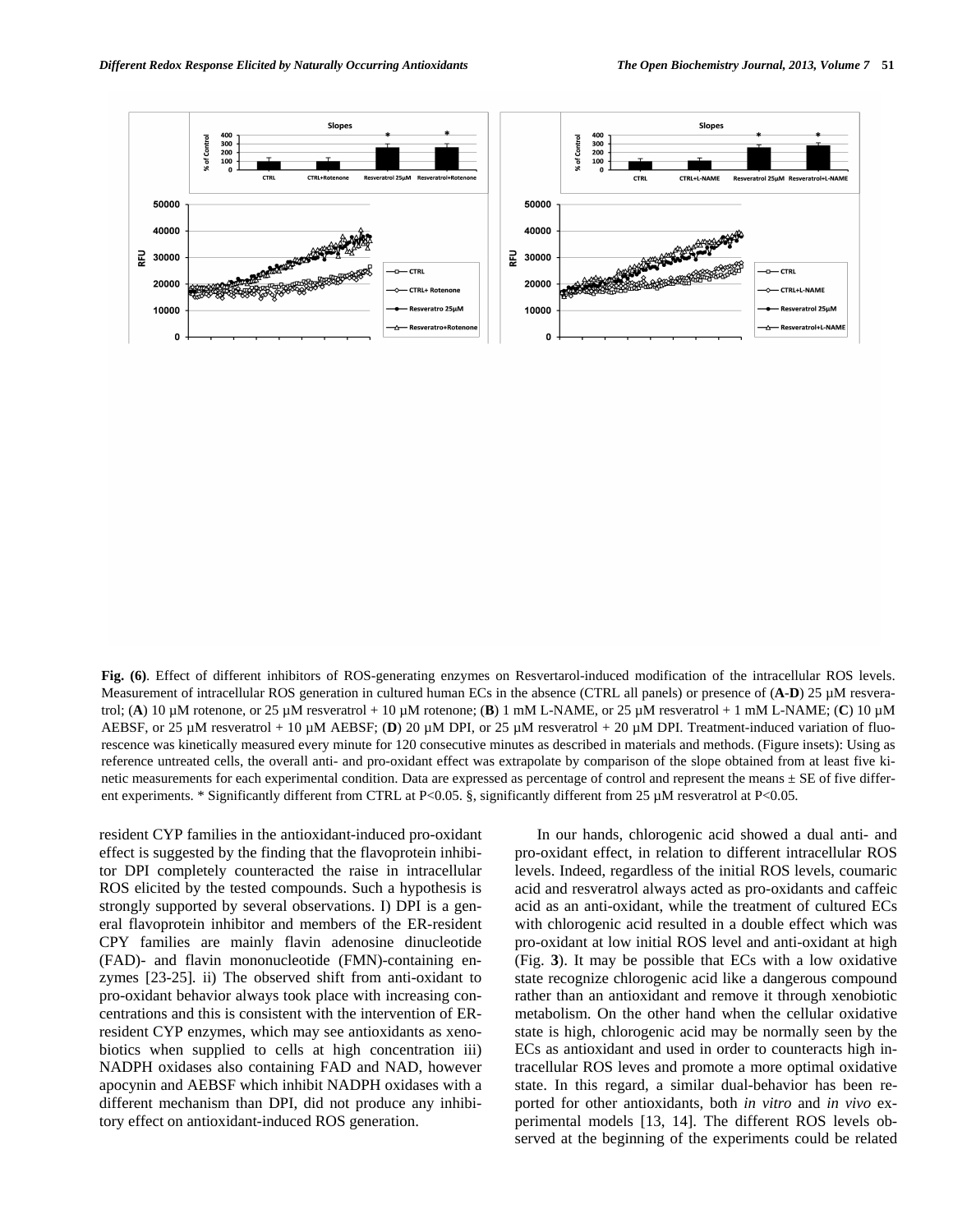**Fig. (6)**. Effect of different inhibitors of ROS-generating enzymes on Resvertarol-induced modification of the intracellular ROS levels. Measurement of intracellular ROS generation in cultured human ECs in the absence (CTRL all panels) or presence of (**A**-**D**) 25 µM resveratrol; (**A**) 10 µM rotenone, or 25 µM resveratrol + 10 µM rotenone; (**B**) 1 mM L-NAME, or 25 µM resveratrol + 1 mM L-NAME; (**C**) 10 µM AEBSF, or 25 µM resveratrol + 10 µM AEBSF; (**D**) 20 µM DPI, or 25 µM resveratrol + 20 µM DPI. Treatment-induced variation of fluorescence was kinetically measured every minute for 120 consecutive minutes as described in materials and methods. (Figure insets): Using as reference untreated cells, the overall anti- and pro-oxidant effect was extrapolate by comparison of the slope obtained from at least five kinetic measurements for each experimental condition. Data are expressed as percentage of control and represent the means ± SE of five different experiments. * Significantly different from CTRL at P<0.05. §, significantly different from 25 µM resveratrol at P<0.05.

resident CYP families in the antioxidant-induced pro-oxidant effect is suggested by the finding that the flavoprotein inhibitor DPI completely counteracted the raise in intracellular ROS elicited by the tested compounds. Such a hypothesis is strongly supported by several observations. I) DPI is a general flavoprotein inhibitor and members of the ER-resident CPY families are mainly flavin adenosine dinucleotide (FAD)- and flavin mononucleotide (FMN)-containing enzymes [23-25]. ii) The observed shift from anti-oxidant to pro-oxidant behavior always took place with increasing concentrations and this is consistent with the intervention of ER-resident CYP enzymes, which may see antioxidants as xenobiotics when supplied to cells at high concentration iii) NADPH oxidases also containing FAD and NAD, however apocynin and AEBSF which inhibit NADPH oxidases with a different mechanism than DPI, did not produce any inhibitory effect on antioxidant-induced ROS generation.

In our hands, chlorogenic acid showed a dual anti- and pro-oxidant effect, in relation to different intracellular ROS levels. Indeed, regardless of the initial ROS levels, coumaric acid and resveratrol always acted as pro-oxidants and caffeic acid as an anti-oxidant, while the treatment of cultured ECs with chlorogenic acid resulted in a double effect which was pro-oxidant at low initial ROS level and anti-oxidant at high (Fig. **3**). It may be possible that ECs with a low oxidative state recognize chlorogenic acid like a dangerous compound rather than an antioxidant and remove it through xenobiotic metabolism. On the other hand when the cellular oxidative state is high, chlorogenic acid may be normally seen by the ECs as antioxidant and used in order to counteracts high intracellular ROS leves and promote a more optimal oxidative state. In this regard, a similar dual-behavior has been reported for other antioxidants, both *in vitro* and *in vivo* experimental models [13, 14]. The different ROS levels observed at the beginning of the experiments could be related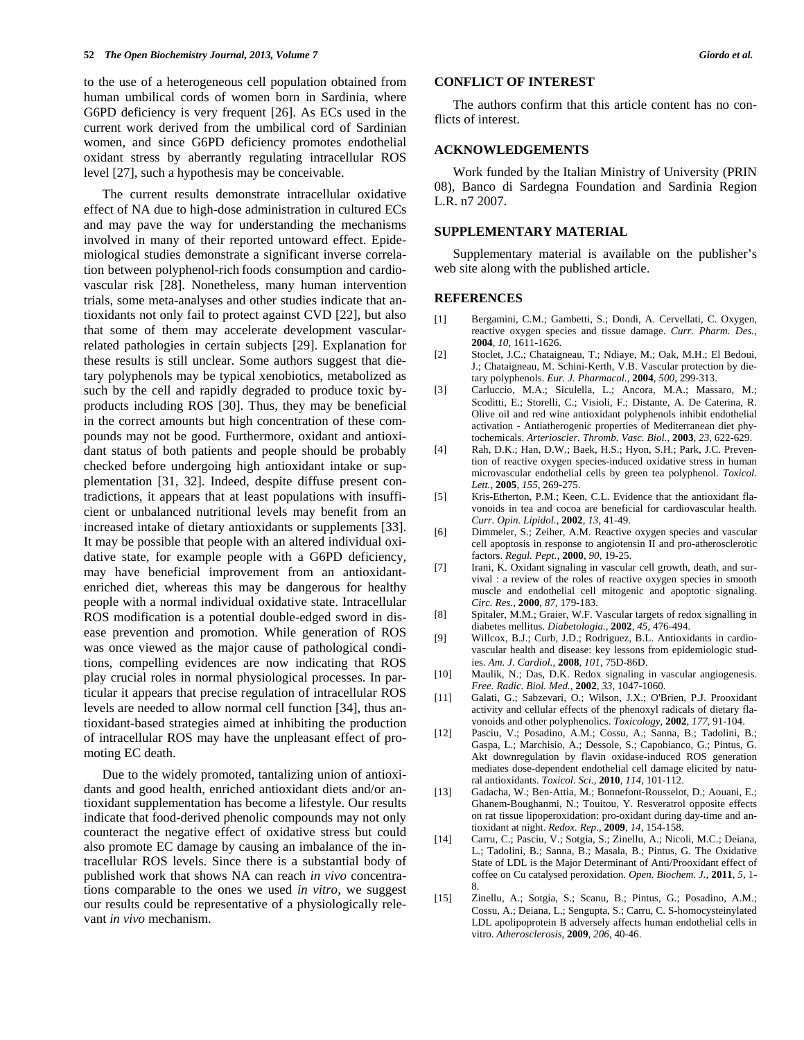to the use of a heterogeneous cell population obtained from human umbilical cords of women born in Sardinia, where G6PD deficiency is very frequent [26]. As ECs used in the current work derived from the umbilical cord of Sardinian women, and since G6PD deficiency promotes endothelial oxidant stress by aberrantly regulating intracellular ROS level [27], such a hypothesis may be conceivable.

The current results demonstrate intracellular oxidative effect of NA due to high-dose administration in cultured ECs and may pave the way for understanding the mechanisms involved in many of their reported untoward effect. Epidemiological studies demonstrate a significant inverse correlation between polyphenol-rich foods consumption and cardiovascular risk [28]. Nonetheless, many human intervention trials, some meta-analyses and other studies indicate that antioxidants not only fail to protect against CVD [22], but also that some of them may accelerate development vascular-related pathologies in certain subjects [29]. Explanation for these results is still unclear. Some authors suggest that dietary polyphenols may be typical xenobiotics, metabolized as such by the cell and rapidly degraded to produce toxic byproducts including ROS [30]. Thus, they may be beneficial in the correct amounts but high concentration of these compounds may not be good. Furthermore, oxidant and antioxidant status of both patients and people should be probably checked before undergoing high antioxidant intake or supplementation [31, 32]. Indeed, despite diffuse present contradictions, it appears that at least populations with insufficient or unbalanced nutritional levels may benefit from an increased intake of dietary antioxidants or supplements [33]. It may be possible that people with an altered individual oxidative state, for example people with a G6PD deficiency, may have beneficial improvement from an antioxidant-enriched diet, whereas this may be dangerous for healthy people with a normal individual oxidative state. Intracellular ROS modification is a potential double-edged sword in disease prevention and promotion. While generation of ROS was once viewed as the major cause of pathological conditions, compelling evidences are now indicating that ROS play crucial roles in normal physiological processes. In particular it appears that precise regulation of intracellular ROS levels are needed to allow normal cell function [34], thus antioxidant-based strategies aimed at inhibiting the production of intracellular ROS may have the unpleasant effect of promoting EC death.

Due to the widely promoted, tantalizing union of antioxidants and good health, enriched antioxidant diets and/or antioxidant supplementation has become a lifestyle. Our results indicate that food-derived phenolic compounds may not only counteract the negative effect of oxidative stress but could also promote EC damage by causing an imbalance of the intracellular ROS levels. Since there is a substantial body of published work that shows NA can reach *in vivo* concentrations comparable to the ones we used *in vitro*, we suggest our results could be representative of a physiologically relevant *in vivo* mechanism.

## CONFLICT OF INTEREST

The authors confirm that this article content has no conflicts of interest.

## ACKNOWLEDGEMENTS

Work funded by the Italian Ministry of University (PRIN 08), Banco di Sardegna Foundation and Sardinia Region L.R. n7 2007.

## SUPPLEMENTARY MATERIAL

Supplementary material is available on the publisher's web site along with the published article.

## REFERENCES

[1] Bergamini, C.M.; Gambetti, S.; Dondi, A. Cervellati, C. Oxygen, reactive oxygen species and tissue damage. *Curr. Pharm. Des.*, **2004**, *10*, 1611-1626.

[2] Stoclet, J.C.; Chataigneau, T.; Ndiaye, M.; Oak, M.H.; El Bedoui, J.; Chataigneau, M. Schini-Kerth, V.B. Vascular protection by dietary polyphenols. *Eur. J. Pharmacol.*, **2004**, *500*, 299-313.

[3] Carluccio, M.A.; Siculella, L.; Ancora, M.A.; Massaro, M.; Scoditti, E.; Storelli, C.; Visioli, F.; Distante, A. De Caterina, R. Olive oil and red wine antioxidant polyphenols inhibit endothelial activation - Antiatherogenic properties of Mediterranean diet phytochemicals. *Arterioscler. Thromb. Vasc. Biol.*, **2003**, *23*, 622-629.

[4] Rah, D.K.; Han, D.W.; Baek, H.S.; Hyon, S.H.; Park, J.C. Prevention of reactive oxygen species-induced oxidative stress in human microvascular endothelial cells by green tea polyphenol. *Toxicol. Lett.*, **2005**, *155*, 269-275.

[5] Kris-Etherton, P.M.; Keen, C.L. Evidence that the antioxidant flavonoids in tea and cocoa are beneficial for cardiovascular health. *Curr. Opin. Lipidol.*, **2002**, *13*, 41-49.

[6] Dimmeler, S.; Zeiher, A.M. Reactive oxygen species and vascular cell apoptosis in response to angiotensin II and pro-atherosclerotic factors. *Regul. Pept.*, **2000**, *90*, 19-25.

[7] Irani, K. Oxidant signaling in vascular cell growth, death, and survival : a review of the roles of reactive oxygen species in smooth muscle and endothelial cell mitogenic and apoptotic signaling. *Circ. Res.*, **2000**, *87*, 179-183.

[8] Spitaler, M.M.; Graier, W.F. Vascular targets of redox signalling in diabetes mellitus. *Diabetologia.*, **2002**, *45*, 476-494.

[9] Willcox, B.J.; Curb, J.D.; Rodriguez, B.L. Antioxidants in cardiovascular health and disease: key lessons from epidemiologic studies. *Am. J. Cardiol.*, **2008**, *101*, 75D-86D.

[10] Maulik, N.; Das, D.K. Redox signaling in vascular angiogenesis. *Free. Radic. Biol. Med.*, **2002**, *33*, 1047-1060.

[11] Galati, G.; Sabzevari, O.; Wilson, J.X.; O'Brien, P.J. Prooxidant activity and cellular effects of the phenoxyl radicals of dietary flavonoids and other polyphenolics. *Toxicology*, **2002**, *177*, 91-104.

[12] Pasciu, V.; Posadino, A.M.; Cossu, A.; Sanna, B.; Tadolini, B.; Gaspa, L.; Marchisio, A.; Dessole, S.; Capobianco, G.; Pintus, G. Akt downregulation by flavin oxidase-induced ROS generation mediates dose-dependent endothelial cell damage elicited by natural antioxidants. *Toxicol. Sci.*, **2010**, *114*, 101-112.

[13] Gadacha, W.; Ben-Attia, M.; Bonnefont-Rousselot, D.; Aouani, E.; Ghanem-Boughanmi, N.; Touitou, Y. Resveratrol opposite effects on rat tissue lipoperoxidation: pro-oxidant during day-time and antioxidant at night. *Redox. Rep.*, **2009**, *14*, 154-158.

[14] Carru, C.; Pasciu, V.; Sotgia, S.; Zinellu, A.; Nicoli, M.C.; Deiana, L.; Tadolini, B.; Sanna, B.; Masala, B.; Pintus, G. The Oxidative State of LDL is the Major Determinant of Anti/Prooxidant effect of coffee on Cu catalysed peroxidation. *Open. Biochem. J.*, **2011**, *5*, 1-8.

[15] Zinellu, A.; Sotgia, S.; Scanu, B.; Pintus, G.; Posadino, A.M.; Cossu, A.; Deiana, L.; Sengupta, S.; Carru, C. S-homocysteinylated LDL apolipoprotein B adversely affects human endothelial cells in vitro. *Atherosclerosis*, **2009**, *206*, 40-46.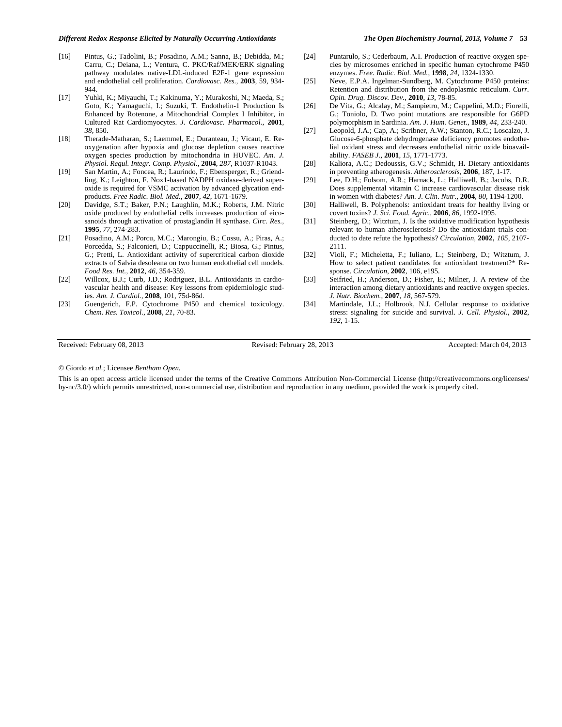[16] Pintus, G.; Tadolini, B.; Posadino, A.M.; Sanna, B.; Debidda, M.; Carru, C.; Deiana, L.; Ventura, C. PKC/Raf/MEK/ERK signaling pathway modulates native-LDL-induced E2F-1 gene expression and endothelial cell proliferation. *Cardiovasc. Res.*, **2003**, 59, 934-944.

[17] Yuhki, K.; Miyauchi, T.; Kakinuma, Y.; Murakoshi, N.; Maeda, S.; Goto, K.; Yamaguchi, I.; Suzuki, T. Endothelin-1 Production Is Enhanced by Rotenone, a Mitochondrial Complex I Inhibitor, in Cultured Rat Cardiomyocytes. *J. Cardiovasc. Pharmacol.*, **2001**, *38*, 850.

[18] Therade-Matharan, S.; Laemmel, E.; Duranteau, J.; Vicaut, E. Reoxygenation after hypoxia and glucose depletion causes reactive oxygen species production by mitochondria in HUVEC. *Am. J. Physiol. Regul. Integr. Comp. Physiol.*, **2004**, *287*, R1037-R1043.

[19] San Martin, A.; Foncea, R.; Laurindo, F.; Ebensperger, R.; Griendling, K.; Leighton, F. Nox1-based NADPH oxidase-derived superoxide is required for VSMC activation by advanced glycation end-products. *Free Radic. Biol. Med.*, **2007**, *42*, 1671-1679.

[20] Davidge, S.T.; Baker, P.N.; Laughlin, M.K.; Roberts, J.M. Nitric oxide produced by endothelial cells increases production of eicosanoids through activation of prostaglandin H synthase. *Circ. Res.*, **1995**, *77*, 274-283.

[21] Posadino, A.M.; Porcu, M.C.; Marongiu, B.; Cossu, A.; Piras, A.; Porcedda, S.; Falconieri, D.; Cappuccinelli, R.; Biosa, G.; Pintus, G.; Pretti, L. Antioxidant activity of supercritical carbon dioxide extracts of Salvia desoleana on two human endothelial cell models. *Food Res. Int.*, **2012**, *46*, 354-359.

[22] Willcox, B.J.; Curb, J.D.; Rodriguez, B.L. Antioxidants in cardiovascular health and disease: Key lessons from epidemiologic studies. *Am. J. Cardiol.*, **2008**, 101, 75d-86d.

[23] Guengerich, F.P. Cytochrome P450 and chemical toxicology. *Chem. Res. Toxicol.*, **2008**, *21*, 70-83.

[24] Puntarulo, S.; Cederbaum, A.I. Production of reactive oxygen species by microsomes enriched in specific human cytochrome P450 enzymes. *Free. Radic. Biol. Med.*, **1998**, *24*, 1324-1330.

[25] Neve, E.P.A. Ingelman-Sundberg, M. Cytochrome P450 proteins: Retention and distribution from the endoplasmic reticulum. *Curr. Opin. Drug. Discov. Dev.*, **2010**, *13*, 78-85.

[26] De Vita, G.; Alcalay, M.; Sampietro, M.; Cappelini, M.D.; Fiorelli, G.; Toniolo, D. Two point mutations are responsible for G6PD polymorphism in Sardinia. *Am. J. Hum. Genet.*, **1989**, *44*, 233-240.

[27] Leopold, J.A.; Cap, A.; Scribner, A.W.; Stanton, R.C.; Loscalzo, J. Glucose-6-phosphate dehydrogenase deficiency promotes endothelial oxidant stress and decreases endothelial nitric oxide bioavailability. *FASEB J.*, **2001**, *15*, 1771-1773.

[28] Kaliora, A.C.; Dedoussis, G.V.; Schmidt, H**.** Dietary antioxidants in preventing atherogenesis. *Atherosclerosis*, **2006**, 187, 1-17.

[29] Lee, D.H.; Folsom, A.R.; Harnack, L.; Halliwell, B.; Jacobs, D.R. Does supplemental vitamin C increase cardiovascular disease risk in women with diabetes? *Am. J. Clin. Nutr.*, **2004**, *80*, 1194-1200.

[30] Halliwell, B. Polyphenols: antioxidant treats for healthy living or covert toxins? *J. Sci. Food. Agric.*, **2006**, *86*, 1992-1995.

[31] Steinberg, D.; Witztum, J. Is the oxidative modification hypothesis relevant to human atherosclerosis? Do the antioxidant trials conducted to date refute the hypothesis? *Circulation*, **2002**, *105*, 2107-2111.

[32] Violi, F.; Micheletta, F.; Iuliano, L.; Steinberg, D.; Witztum, J. How to select patient candidates for antioxidant treatment?* Response. *Circulation*, **2002**, 106, e195.

[33] Seifried, H.; Anderson, D.; Fisher, E.; Milner, J. A review of the interaction among dietary antioxidants and reactive oxygen species. *J. Nutr. Biochem.*, **2007**, *18*, 567-579.

[34] Martindale, J.L.; Holbrook, N.J. Cellular response to oxidative stress: signaling for suicide and survival. *J. Cell. Physiol.*, **2002**, *192*, 1-15.

---

Received: February 08, 2013 Revised: February 28, 2013 Accepted: March 04, 2013

© Giordo *et al.*; Licensee *Bentham Open.*

This is an open access article licensed under the terms of the Creative Commons Attribution Non-Commercial License (http://creativecommons.org/licenses/by-nc/3.0/) which permits unrestricted, non-commercial use, distribution and reproduction in any medium, provided the work is properly cited.